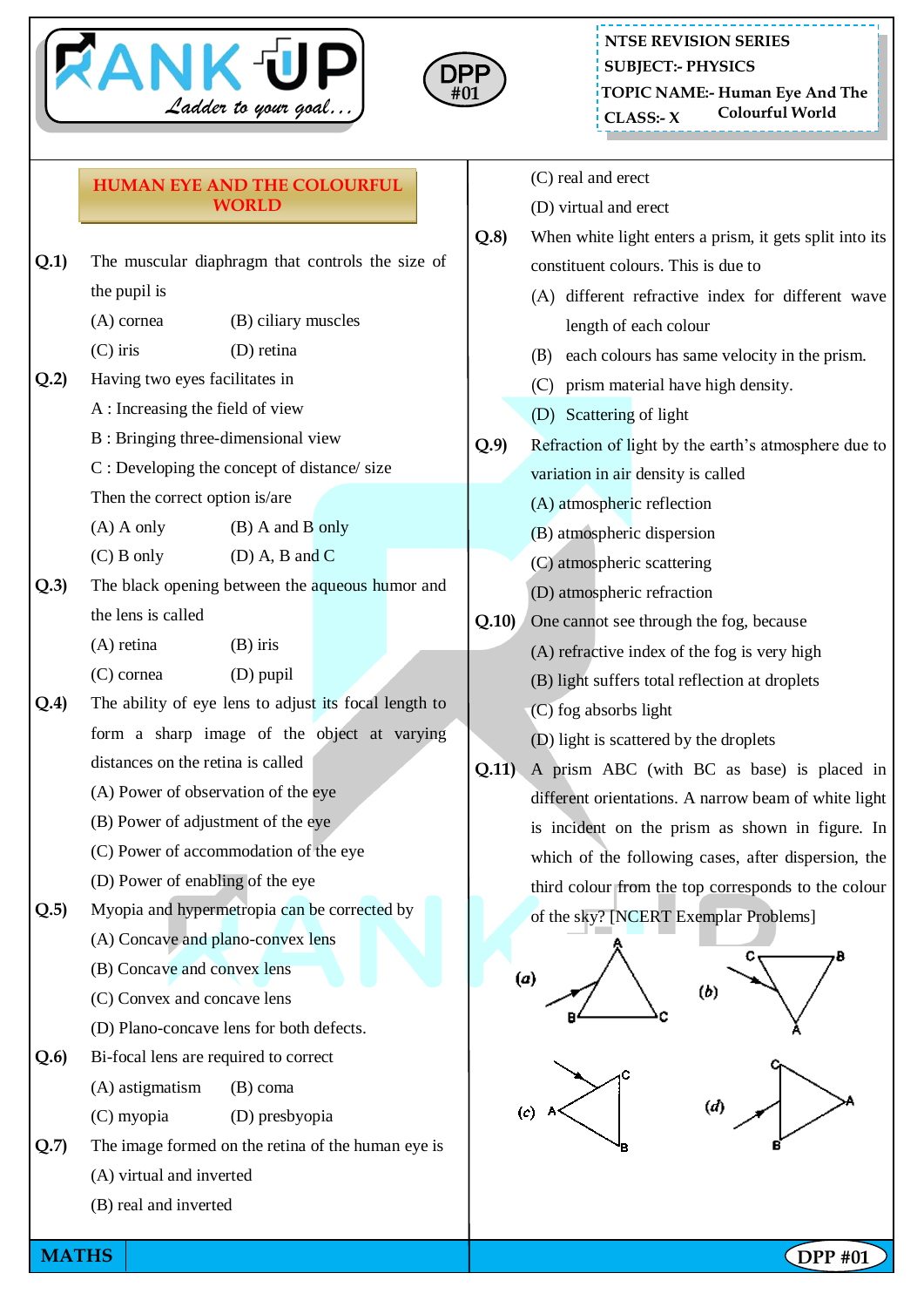NTSE REVISION SERIES
SUBJECT:- PHYSICS
TOPIC NAME:- Human Eye And The Colourful World
CLASS:- X

DPP #01

## HUMAN EYE AND THE COLOURFUL WORLD

**Q.1)** The muscular diaphragm that controls the size of the pupil is

(A) cornea (B) ciliary muscles
(C) iris (D) retina

**Q.2)** Having two eyes facilitates in

A : Increasing the field of view
B : Bringing three-dimensional view
C : Developing the concept of distance/ size

Then the correct option is/are

(A) A only (B) A and B only
(C) B only (D) A, B and C

**Q.3)** The black opening between the aqueous humor and the lens is called

(A) retina (B) iris
(C) cornea (D) pupil

**Q.4)** The ability of eye lens to adjust its focal length to form a sharp image of the object at varying distances on the retina is called

(A) Power of observation of the eye
(B) Power of adjustment of the eye
(C) Power of accommodation of the eye
(D) Power of enabling of the eye

**Q.5)** Myopia and hypermetropia can be corrected by

(A) Concave and plano-convex lens
(B) Concave and convex lens
(C) Convex and concave lens
(D) Plano-concave lens for both defects.

**Q.6)** Bi-focal lens are required to correct

(A) astigmatism (B) coma
(C) myopia (D) presbyopia

**Q.7)** The image formed on the retina of the human eye is

(A) virtual and inverted
(B) real and inverted
(C) real and erect
(D) virtual and erect

**Q.8)** When white light enters a prism, it gets split into its constituent colours. This is due to

(A) different refractive index for different wave length of each colour
(B) each colours has same velocity in the prism.
(C) prism material have high density.
(D) Scattering of light

**Q.9)** Refraction of light by the earth's atmosphere due to variation in air density is called

(A) atmospheric reflection
(B) atmospheric dispersion
(C) atmospheric scattering
(D) atmospheric refraction

**Q.10)** One cannot see through the fog, because

(A) refractive index of the fog is very high
(B) light suffers total reflection at droplets
(C) fog absorbs light
(D) light is scattered by the droplets

**Q.11)** A prism ABC (with BC as base) is placed in different orientations. A narrow beam of white light is incident on the prism as shown in figure. In which of the following cases, after dispersion, the third colour from the top corresponds to the colour of the sky? [NCERT Exemplar Problems]

(a) A, B, C
(b) C, B, A
(c) A, C, B
(d) C, A, B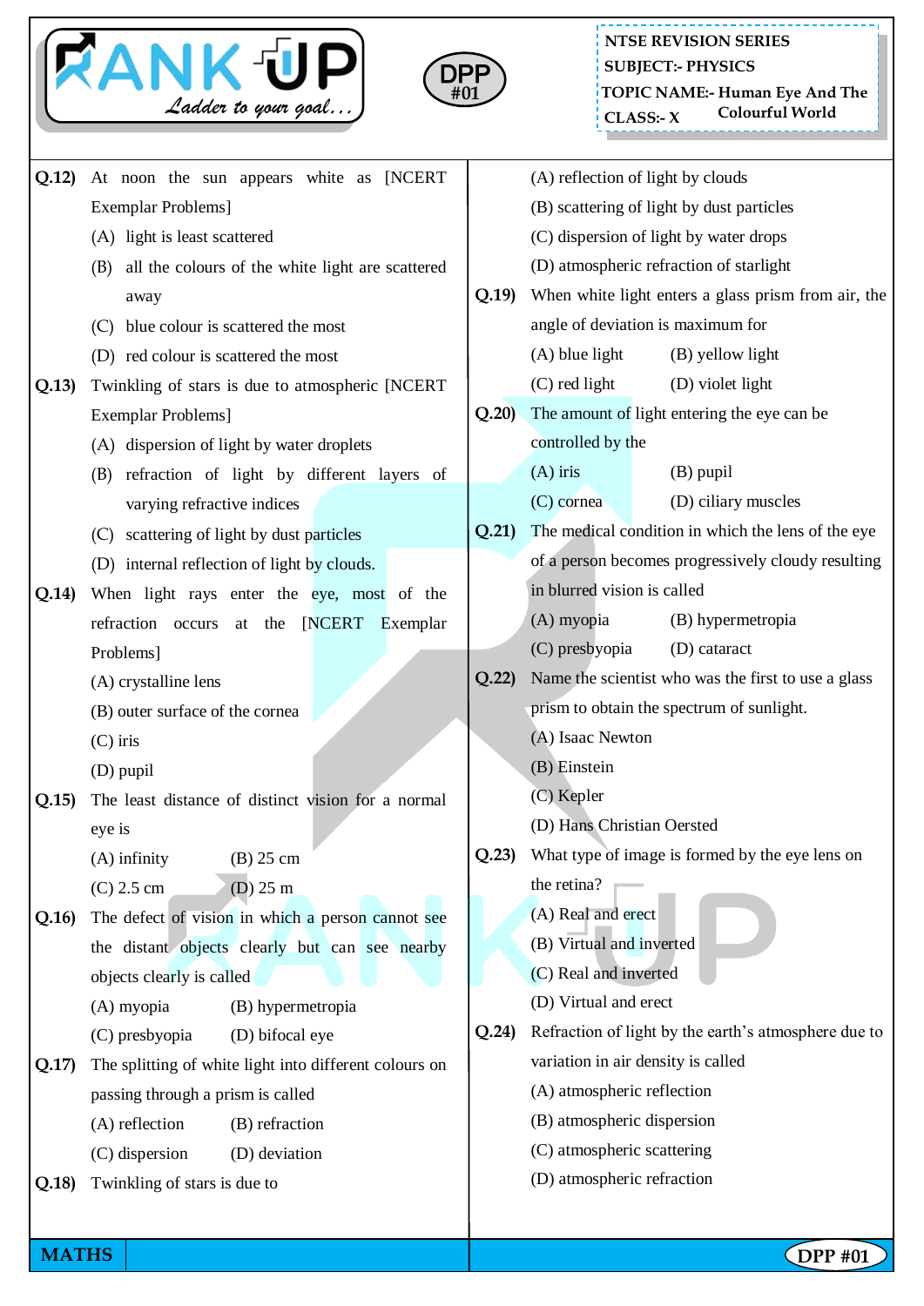**Q.12)** At noon the sun appears white as [NCERT Exemplar Problems]

(A) light is least scattered

(B) all the colours of the white light are scattered away

(C) blue colour is scattered the most

(D) red colour is scattered the most

**Q.13)** Twinkling of stars is due to atmospheric [NCERT Exemplar Problems]

(A) dispersion of light by water droplets

(B) refraction of light by different layers of varying refractive indices

(C) scattering of light by dust particles

(D) internal reflection of light by clouds.

**Q.14)** When light rays enter the eye, most of the refraction occurs at the [NCERT Exemplar Problems]

(A) crystalline lens

(B) outer surface of the cornea

(C) iris

(D) pupil

**Q.15)** The least distance of distinct vision for a normal eye is

(A) infinity (B) 25 cm

(C) 2.5 cm (D) 25 m

**Q.16)** The defect of vision in which a person cannot see the distant objects clearly but can see nearby objects clearly is called

(A) myopia (B) hypermetropia

(C) presbyopia (D) bifocal eye

**Q.17)** The splitting of white light into different colours on passing through a prism is called

(A) reflection (B) refraction

(C) dispersion (D) deviation

**Q.18)** Twinkling of stars is due to

(A) reflection of light by clouds

(B) scattering of light by dust particles

(C) dispersion of light by water drops

(D) atmospheric refraction of starlight

**Q.19)** When white light enters a glass prism from air, the angle of deviation is maximum for

(A) blue light (B) yellow light

(C) red light (D) violet light

**Q.20)** The amount of light entering the eye can be controlled by the

(A) iris (B) pupil

(C) cornea (D) ciliary muscles

**Q.21)** The medical condition in which the lens of the eye of a person becomes progressively cloudy resulting in blurred vision is called

(A) myopia (B) hypermetropia

(C) presbyopia (D) cataract

**Q.22)** Name the scientist who was the first to use a glass prism to obtain the spectrum of sunlight.

(A) Isaac Newton

(B) Einstein

(C) Kepler

(D) Hans Christian Oersted

**Q.23)** What type of image is formed by the eye lens on the retina?

(A) Real and erect

(B) Virtual and inverted

(C) Real and inverted

(D) Virtual and erect

**Q.24)** Refraction of light by the earth's atmosphere due to variation in air density is called

(A) atmospheric reflection

(B) atmospheric dispersion

(C) atmospheric scattering

(D) atmospheric refraction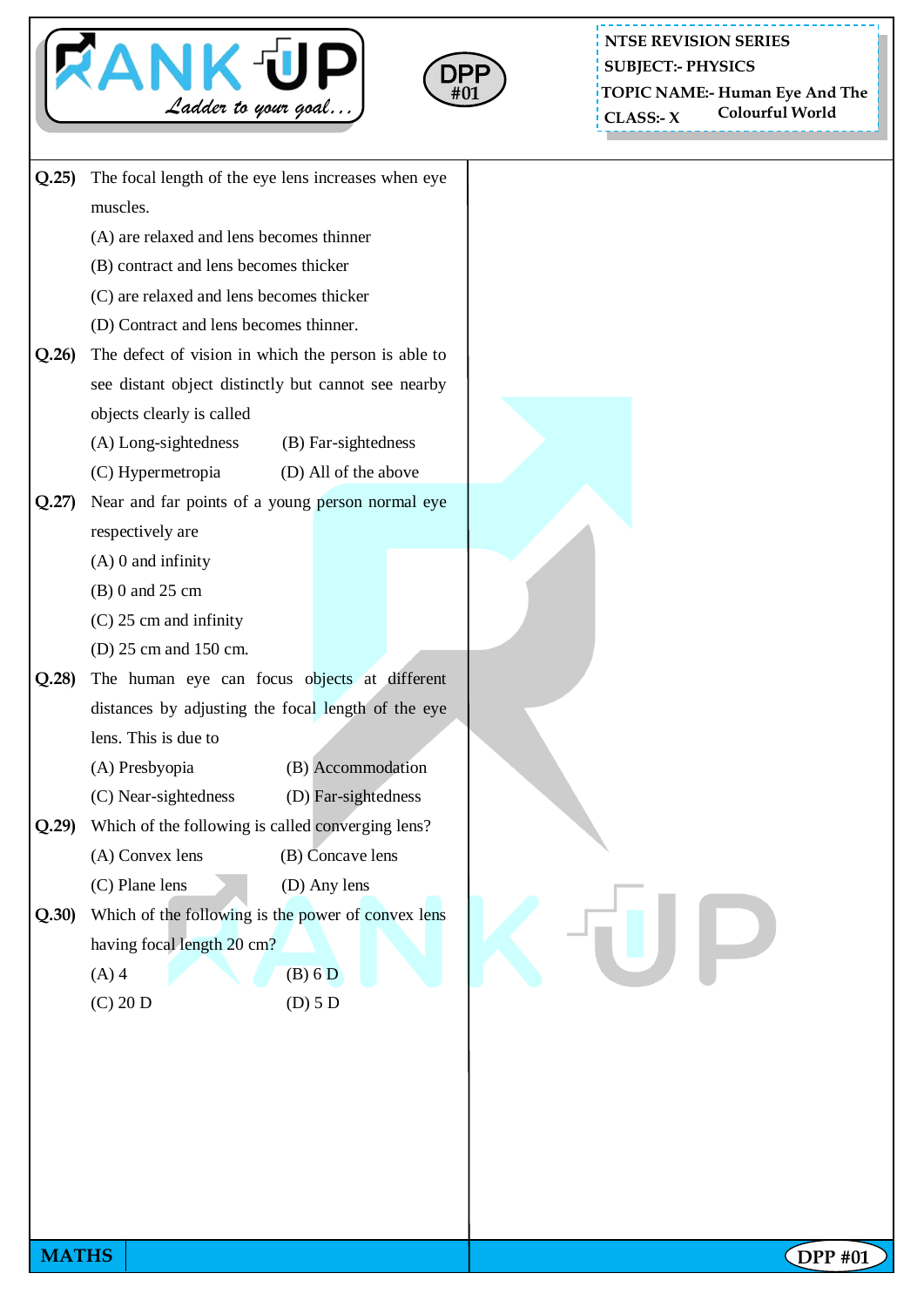**Q.25)** The focal length of the eye lens increases when eye muscles.

(A) are relaxed and lens becomes thinner

(B) contract and lens becomes thicker

(C) are relaxed and lens becomes thicker

(D) Contract and lens becomes thinner.

**Q.26)** The defect of vision in which the person is able to see distant object distinctly but cannot see nearby objects clearly is called

(A) Long-sightedness (B) Far-sightedness

(C) Hypermetropia (D) All of the above

**Q.27)** Near and far points of a young person normal eye respectively are

(A) 0 and infinity

(B) 0 and 25 cm

(C) 25 cm and infinity

(D) 25 cm and 150 cm.

**Q.28)** The human eye can focus objects at different distances by adjusting the focal length of the eye lens. This is due to

(A) Presbyopia (B) Accommodation

(C) Near-sightedness (D) Far-sightedness

**Q.29)** Which of the following is called converging lens?

(A) Convex lens (B) Concave lens

(C) Plane lens (D) Any lens

**Q.30)** Which of the following is the power of convex lens having focal length 20 cm?

(A) 4 (B) 6 D

(C) 20 D (D) 5 D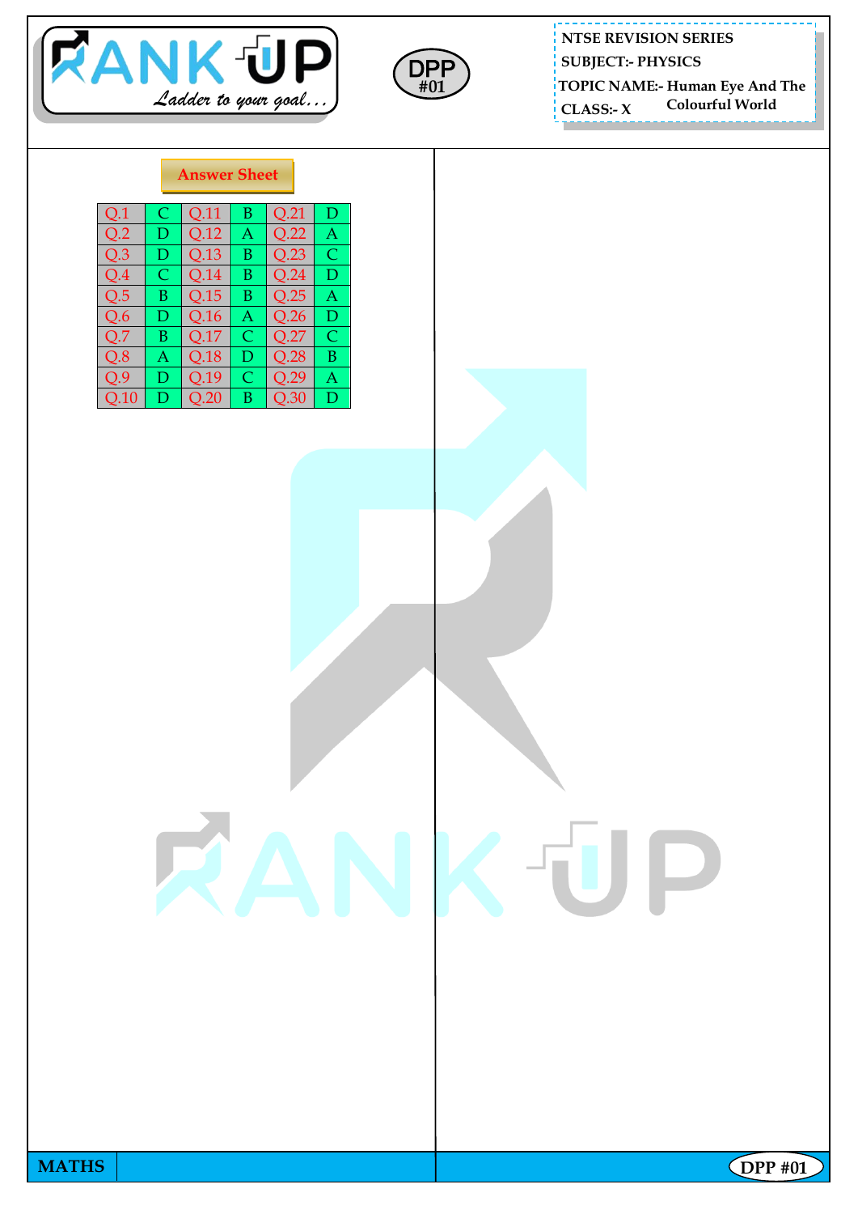## Answer Sheet

| | | | | | |
|---|---|---|---|---|---|
| Q.1 | C | Q.11 | B | Q.21 | D |
| Q.2 | D | Q.12 | A | Q.22 | A |
| Q.3 | D | Q.13 | B | Q.23 | C |
| Q.4 | C | Q.14 | B | Q.24 | D |
| Q.5 | B | Q.15 | B | Q.25 | A |
| Q.6 | D | Q.16 | A | Q.26 | D |
| Q.7 | B | Q.17 | C | Q.27 | C |
| Q.8 | A | Q.18 | D | Q.28 | B |
| Q.9 | D | Q.19 | C | Q.29 | A |
| Q.10 | D | Q.20 | B | Q.30 | D |